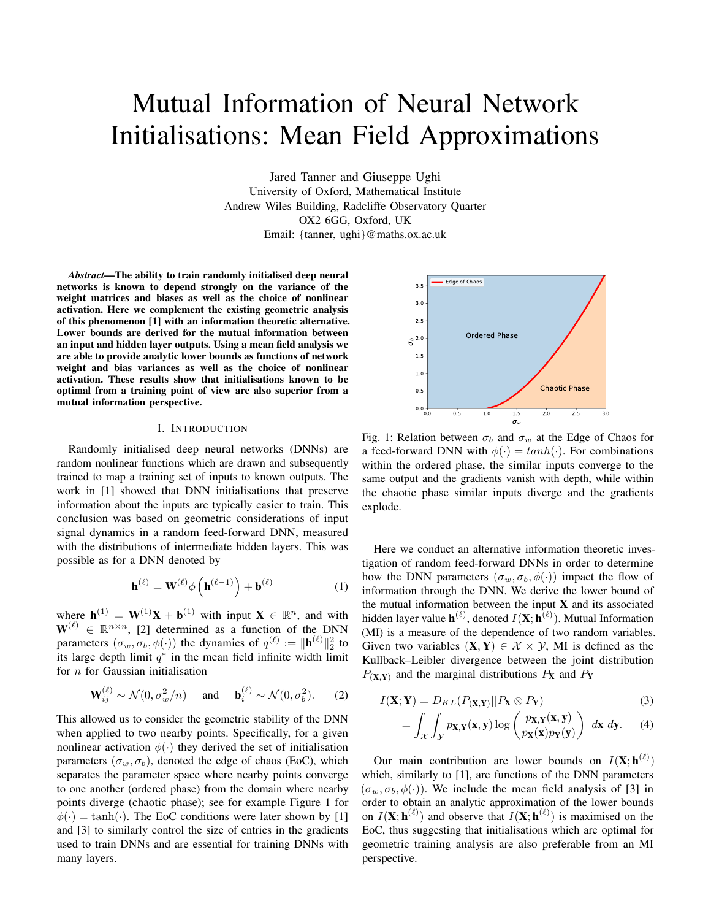# Mutual Information of Neural Network Initialisations: Mean Field Approximations

Jared Tanner and Giuseppe Ughi
University of Oxford, Mathematical Institute
Andrew Wiles Building, Radcliffe Observatory Quarter
OX2 6GG, Oxford, UK
Email: {tanner, ughi}@maths.ox.ac.uk

***Abstract*—The ability to train randomly initialised deep neural networks is known to depend strongly on the variance of the weight matrices and biases as well as the choice of nonlinear activation. Here we complement the existing geometric analysis of this phenomenon [1] with an information theoretic alternative. Lower bounds are derived for the mutual information between an input and hidden layer outputs. Using a mean field analysis we are able to provide analytic lower bounds as functions of network weight and bias variances as well as the choice of nonlinear activation. These results show that initialisations known to be optimal from a training point of view are also superior from a mutual information perspective.**

## I. Introduction

Randomly initialised deep neural networks (DNNs) are random nonlinear functions which are drawn and subsequently trained to map a training set of inputs to known outputs. The work in [1] showed that DNN initialisations that preserve information about the inputs are typically easier to train. This conclusion was based on geometric considerations of input signal dynamics in a random feed-forward DNN, measured with the distributions of intermediate hidden layers. This was possible as for a DNN denoted by

$$\mathbf{h}^{(\ell)} = \mathbf{W}^{(\ell)}\phi\left(\mathbf{h}^{(\ell-1)}\right) + \mathbf{b}^{(\ell)} \tag{1}$$

where $\mathbf{h}^{(1)} = \mathbf{W}^{(1)}\mathbf{X} + \mathbf{b}^{(1)}$ with input $\mathbf{X} \in \mathbb{R}^n$, and with $\mathbf{W}^{(\ell)} \in \mathbb{R}^{n\times n}$, [2] determined as a function of the DNN parameters $(\sigma_w, \sigma_b, \phi(\cdot))$ the dynamics of $q^{(\ell)} := \|\mathbf{h}^{(\ell)}\|_2^2$ to its large depth limit $q^*$ in the mean field infinite width limit for $n$ for Gaussian initialisation

$$\mathbf{W}_{ij}^{(\ell)} \sim \mathcal{N}(0, \sigma_w^2/n) \quad \text{and} \quad \mathbf{b}_i^{(\ell)} \sim \mathcal{N}(0, \sigma_b^2). \tag{2}$$

This allowed us to consider the geometric stability of the DNN when applied to two nearby points. Specifically, for a given nonlinear activation $\phi(\cdot)$ they derived the set of initialisation parameters $(\sigma_w, \sigma_b)$, denoted the edge of chaos (EoC), which separates the parameter space where nearby points converge to one another (ordered phase) from the domain where nearby points diverge (chaotic phase); see for example Figure 1 for $\phi(\cdot) = \tanh(\cdot)$. The EoC conditions were later shown by [1] and [3] to similarly control the size of entries in the gradients used to train DNNs and are essential for training DNNs with many layers.

Fig. 1: Relation between $\sigma_b$ and $\sigma_w$ at the Edge of Chaos for a feed-forward DNN with $\phi(\cdot) = tanh(\cdot)$. For combinations within the ordered phase, the similar inputs converge to the same output and the gradients vanish with depth, while within the chaotic phase similar inputs diverge and the gradients explode.

Here we conduct an alternative information theoretic investigation of random feed-forward DNNs in order to determine how the DNN parameters $(\sigma_w, \sigma_b, \phi(\cdot))$ impact the flow of information through the DNN. We derive the lower bound of the mutual information between the input $\mathbf{X}$ and its associated hidden layer value $\mathbf{h}^{(\ell)}$, denoted $I(\mathbf{X}; \mathbf{h}^{(\ell)})$. Mutual Information (MI) is a measure of the dependence of two random variables. Given two variables $(\mathbf{X}, \mathbf{Y}) \in \mathcal{X} \times \mathcal{Y}$, MI is defined as the Kullback–Leibler divergence between the joint distribution $P_{(\mathbf{X},\mathbf{Y})}$ and the marginal distributions $P_\mathbf{X}$ and $P_\mathbf{Y}$

$$I(\mathbf{X}; \mathbf{Y}) = D_{KL}(P_{(\mathbf{X},\mathbf{Y})} || P_\mathbf{X} \otimes P_\mathbf{Y}) \tag{3}$$

$$= \int_\mathcal{X}\int_\mathcal{Y} p_{\mathbf{X},\mathbf{Y}}(\mathbf{x},\mathbf{y}) \log\left(\frac{p_{\mathbf{X},\mathbf{Y}}(\mathbf{x},\mathbf{y})}{p_\mathbf{X}(\mathbf{x})p_\mathbf{Y}(\mathbf{y})}\right) \, d\mathbf{x} \, d\mathbf{y}. \tag{4}$$

Our main contribution are lower bounds on $I(\mathbf{X}; \mathbf{h}^{(\ell)})$ which, similarly to [1], are functions of the DNN parameters $(\sigma_w, \sigma_b, \phi(\cdot))$. We include the mean field analysis of [3] in order to obtain an analytic approximation of the lower bounds on $I(\mathbf{X}; \mathbf{h}^{(\ell)})$ and observe that $I(\mathbf{X}; \mathbf{h}^{(\ell)})$ is maximised on the EoC, thus suggesting that initialisations which are optimal for geometric training analysis are also preferable from an MI perspective.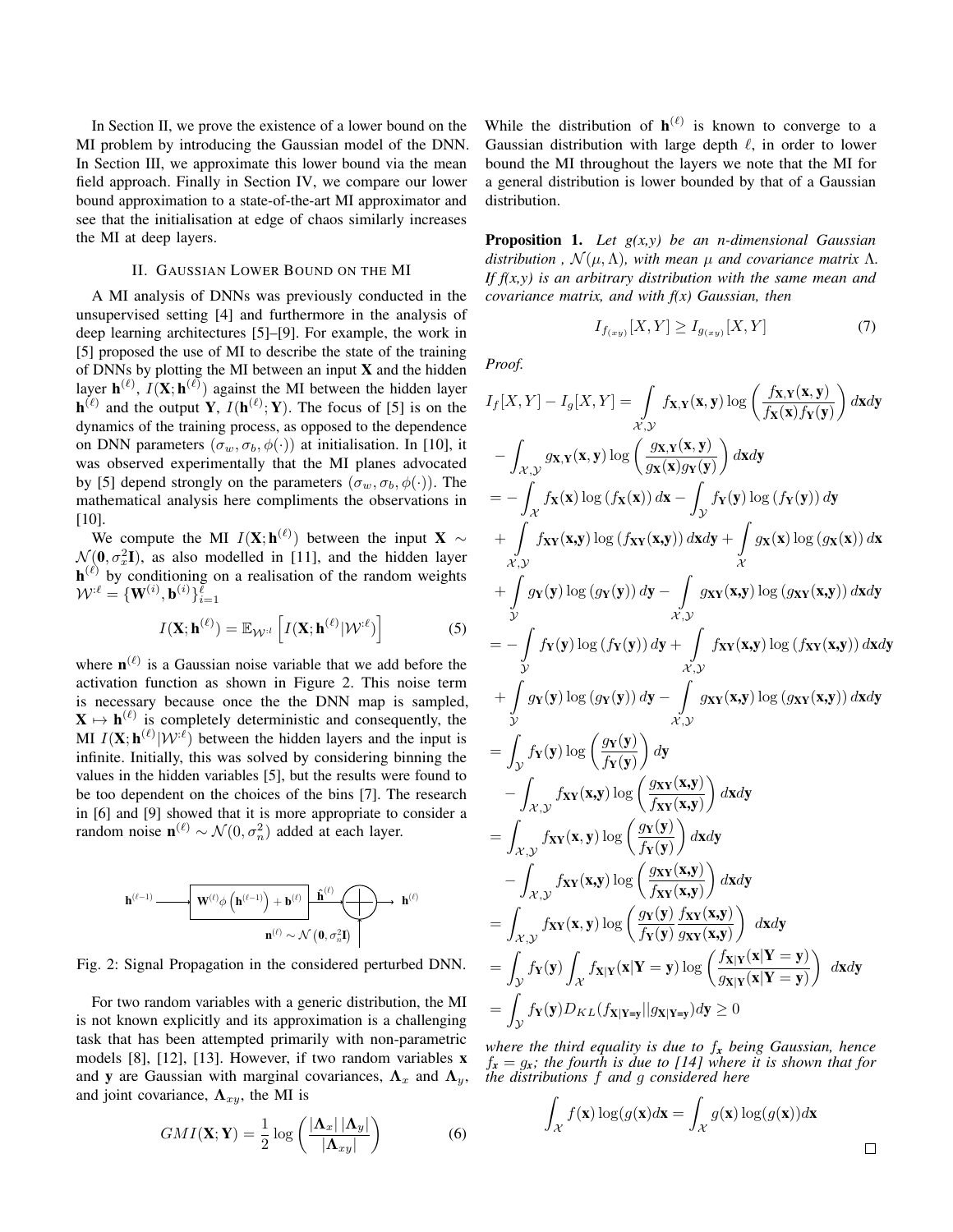In Section II, we prove the existence of a lower bound on the MI problem by introducing the Gaussian model of the DNN. In Section III, we approximate this lower bound via the mean field approach. Finally in Section IV, we compare our lower bound approximation to a state-of-the-art MI approximator and see that the initialisation at edge of chaos similarly increases the MI at deep layers.

## II. Gaussian Lower Bound on the MI

A MI analysis of DNNs was previously conducted in the unsupervised setting [4] and furthermore in the analysis of deep learning architectures [5]–[9]. For example, the work in [5] proposed the use of MI to describe the state of the training of DNNs by plotting the MI between an input $\mathbf{X}$ and the hidden layer $\mathbf{h}^{(\ell)}$, $I(\mathbf{X};\mathbf{h}^{(\ell)})$ against the MI between the hidden layer $\mathbf{h}^{(\ell)}$ and the output $\mathbf{Y}$, $I(\mathbf{h}^{(\ell)};\mathbf{Y})$. The focus of [5] is on the dynamics of the training process, as opposed to the dependence on DNN parameters $(\sigma_w, \sigma_b, \phi(\cdot))$ at initialisation. In [10], it was observed experimentally that the MI planes advocated by [5] depend strongly on the parameters $(\sigma_w, \sigma_b, \phi(\cdot))$. The mathematical analysis here compliments the observations in [10].

We compute the MI $I(\mathbf{X};\mathbf{h}^{(\ell)})$ between the input $\mathbf{X} \sim \mathcal{N}(\mathbf{0}, \sigma_x^2 \mathbf{I})$, as also modelled in [11], and the hidden layer $\mathbf{h}^{(\ell)}$ by conditioning on a realisation of the random weights $\mathcal{W}^{:\ell} = \{\mathbf{W}^{(i)}, \mathbf{b}^{(i)}\}_{i=1}^{\ell}$

$$I(\mathbf{X};\mathbf{h}^{(\ell)}) = \mathbb{E}_{\mathcal{W}^{:l}}\left[I(\mathbf{X};\mathbf{h}^{(\ell)}|\mathcal{W}^{:\ell})\right] \tag{5}$$

where $\mathbf{n}^{(\ell)}$ is a Gaussian noise variable that we add before the activation function as shown in Figure 2. This noise term is necessary because once the the DNN map is sampled, $\mathbf{X} \mapsto \mathbf{h}^{(\ell)}$ is completely deterministic and consequently, the MI $I(\mathbf{X};\mathbf{h}^{(\ell)}|\mathcal{W}^{:\ell})$ between the hidden layers and the input is infinite. Initially, this was solved by considering binning the values in the hidden variables [5], but the results were found to be too dependent on the choices of the bins [7]. The research in [6] and [9] showed that it is more appropriate to consider a random noise $\mathbf{n}^{(\ell)} \sim \mathcal{N}(0, \sigma_n^2)$ added at each layer.

$\mathbf{h}^{(\ell-1)} \longrightarrow \boxed{\mathbf{W}^{(\ell)}\phi\left(\mathbf{h}^{(\ell-1)}\right) + \mathbf{b}^{(\ell)}} \xrightarrow{\hat{\mathbf{h}}^{(\ell)}} \oplus \longrightarrow \mathbf{h}^{(\ell)}$, with $\mathbf{n}^{(\ell)} \sim \mathcal{N}\left(\mathbf{0}, \sigma_n^2 \mathbf{I}\right)$ added at $\oplus$

Fig. 2: Signal Propagation in the considered perturbed DNN.

For two random variables with a generic distribution, the MI is not known explicitly and its approximation is a challenging task that has been attempted primarily with non-parametric models [8], [12], [13]. However, if two random variables $\mathbf{x}$ and $\mathbf{y}$ are Gaussian with marginal covariances, $\mathbf{\Lambda}_x$ and $\mathbf{\Lambda}_y$, and joint covariance, $\mathbf{\Lambda}_{xy}$, the MI is

$$GMI(\mathbf{X};\mathbf{Y}) = \frac{1}{2}\log\left(\frac{|\mathbf{\Lambda}_x|\,|\mathbf{\Lambda}_y|}{|\mathbf{\Lambda}_{xy}|}\right) \tag{6}$$

While the distribution of $\mathbf{h}^{(\ell)}$ is known to converge to a Gaussian distribution with large depth $\ell$, in order to lower bound the MI throughout the layers we note that the MI for a general distribution is lower bounded by that of a Gaussian distribution.

**Proposition 1.** *Let g(x,y) be an n-dimensional Gaussian distribution , $\mathcal{N}(\mu, \Lambda)$, with mean $\mu$ and covariance matrix $\Lambda$. If f(x,y) is an arbitrary distribution with the same mean and covariance matrix, and with f(x) Gaussian, then*

$$I_{f_{(xy)}}[X,Y] \geq I_{g_{(xy)}}[X,Y] \tag{7}$$

*Proof.*

$$\begin{aligned}
I_f[X,Y] - I_g[X,Y] &= \int_{\mathcal{X},\mathcal{Y}} f_{\mathbf{X},\mathbf{Y}}(\mathbf{x},\mathbf{y})\log\left(\frac{f_{\mathbf{X},\mathbf{Y}}(\mathbf{x},\mathbf{y})}{f_{\mathbf{X}}(\mathbf{x})f_{\mathbf{Y}}(\mathbf{y})}\right)d\mathbf{x}d\mathbf{y} \\
&\quad - \int_{\mathcal{X},\mathcal{Y}} g_{\mathbf{X},\mathbf{Y}}(\mathbf{x},\mathbf{y})\log\left(\frac{g_{\mathbf{X},\mathbf{Y}}(\mathbf{x},\mathbf{y})}{g_{\mathbf{X}}(\mathbf{x})g_{\mathbf{Y}}(\mathbf{y})}\right)d\mathbf{x}d\mathbf{y} \\
&= -\int_{\mathcal{X}} f_{\mathbf{X}}(\mathbf{x})\log\left(f_{\mathbf{X}}(\mathbf{x})\right)d\mathbf{x} - \int_{\mathcal{Y}} f_{\mathbf{Y}}(\mathbf{y})\log\left(f_{\mathbf{Y}}(\mathbf{y})\right)d\mathbf{y} \\
&\quad + \int_{\mathcal{X},\mathcal{Y}} f_{\mathbf{XY}}(\mathbf{x},\mathbf{y})\log\left(f_{\mathbf{XY}}(\mathbf{x},\mathbf{y})\right)d\mathbf{x}d\mathbf{y} + \int_{\mathcal{X}} g_{\mathbf{X}}(\mathbf{x})\log\left(g_{\mathbf{X}}(\mathbf{x})\right)d\mathbf{x} \\
&\quad + \int_{\mathcal{Y}} g_{\mathbf{Y}}(\mathbf{y})\log\left(g_{\mathbf{Y}}(\mathbf{y})\right)d\mathbf{y} - \int_{\mathcal{X},\mathcal{Y}} g_{\mathbf{XY}}(\mathbf{x},\mathbf{y})\log\left(g_{\mathbf{XY}}(\mathbf{x},\mathbf{y})\right)d\mathbf{x}d\mathbf{y} \\
&= -\int_{\mathcal{Y}} f_{\mathbf{Y}}(\mathbf{y})\log\left(f_{\mathbf{Y}}(\mathbf{y})\right)d\mathbf{y} + \int_{\mathcal{X},\mathcal{Y}} f_{\mathbf{XY}}(\mathbf{x},\mathbf{y})\log\left(f_{\mathbf{XY}}(\mathbf{x},\mathbf{y})\right)d\mathbf{x}d\mathbf{y} \\
&\quad + \int_{\mathcal{Y}} g_{\mathbf{Y}}(\mathbf{y})\log\left(g_{\mathbf{Y}}(\mathbf{y})\right)d\mathbf{y} - \int_{\mathcal{X},\mathcal{Y}} g_{\mathbf{XY}}(\mathbf{x},\mathbf{y})\log\left(g_{\mathbf{XY}}(\mathbf{x},\mathbf{y})\right)d\mathbf{x}d\mathbf{y} \\
&= \int_{\mathcal{Y}} f_{\mathbf{Y}}(\mathbf{y})\log\left(\frac{g_{\mathbf{Y}}(\mathbf{y})}{f_{\mathbf{Y}}(\mathbf{y})}\right)d\mathbf{y} \\
&\quad - \int_{\mathcal{X},\mathcal{Y}} f_{\mathbf{XY}}(\mathbf{x},\mathbf{y})\log\left(\frac{g_{\mathbf{XY}}(\mathbf{x},\mathbf{y})}{f_{\mathbf{XY}}(\mathbf{x},\mathbf{y})}\right)d\mathbf{x}d\mathbf{y} \\
&= \int_{\mathcal{X},\mathcal{Y}} f_{\mathbf{XY}}(\mathbf{x},\mathbf{y})\log\left(\frac{g_{\mathbf{Y}}(\mathbf{y})}{f_{\mathbf{Y}}(\mathbf{y})}\right)d\mathbf{x}d\mathbf{y} \\
&\quad - \int_{\mathcal{X},\mathcal{Y}} f_{\mathbf{XY}}(\mathbf{x},\mathbf{y})\log\left(\frac{g_{\mathbf{XY}}(\mathbf{x},\mathbf{y})}{f_{\mathbf{XY}}(\mathbf{x},\mathbf{y})}\right)d\mathbf{x}d\mathbf{y} \\
&= \int_{\mathcal{X},\mathcal{Y}} f_{\mathbf{XY}}(\mathbf{x},\mathbf{y})\log\left(\frac{g_{\mathbf{Y}}(\mathbf{y})}{f_{\mathbf{Y}}(\mathbf{y})}\frac{f_{\mathbf{XY}}(\mathbf{x},\mathbf{y})}{g_{\mathbf{XY}}(\mathbf{x},\mathbf{y})}\right)\,d\mathbf{x}d\mathbf{y} \\
&= \int_{\mathcal{Y}} f_{\mathbf{Y}}(\mathbf{y})\int_{\mathcal{X}} f_{\mathbf{X|Y}}(\mathbf{x}|\mathbf{Y=y})\log\left(\frac{f_{\mathbf{X|Y}}(\mathbf{x}|\mathbf{Y=y})}{g_{\mathbf{X|Y}}(\mathbf{x}|\mathbf{Y=y})}\right)\,d\mathbf{x}d\mathbf{y} \\
&= \int_{\mathcal{Y}} f_{\mathbf{Y}}(\mathbf{y})D_{KL}(f_{\mathbf{X|Y=y}}||g_{\mathbf{X|Y=y}})d\mathbf{y} \geq 0
\end{aligned}$$

*where the third equality is due to $f_{\mathbf{x}}$ being Gaussian, hence $f_{\mathbf{x}} = g_{\mathbf{x}}$; the fourth is due to [14] where it is shown that for the distributions f and g considered here*

$$\int_{\mathcal{X}} f(\mathbf{x})\log(g(\mathbf{x})d\mathbf{x} = \int_{\mathcal{X}} g(\mathbf{x})\log(g(\mathbf{x}))d\mathbf{x}$$

□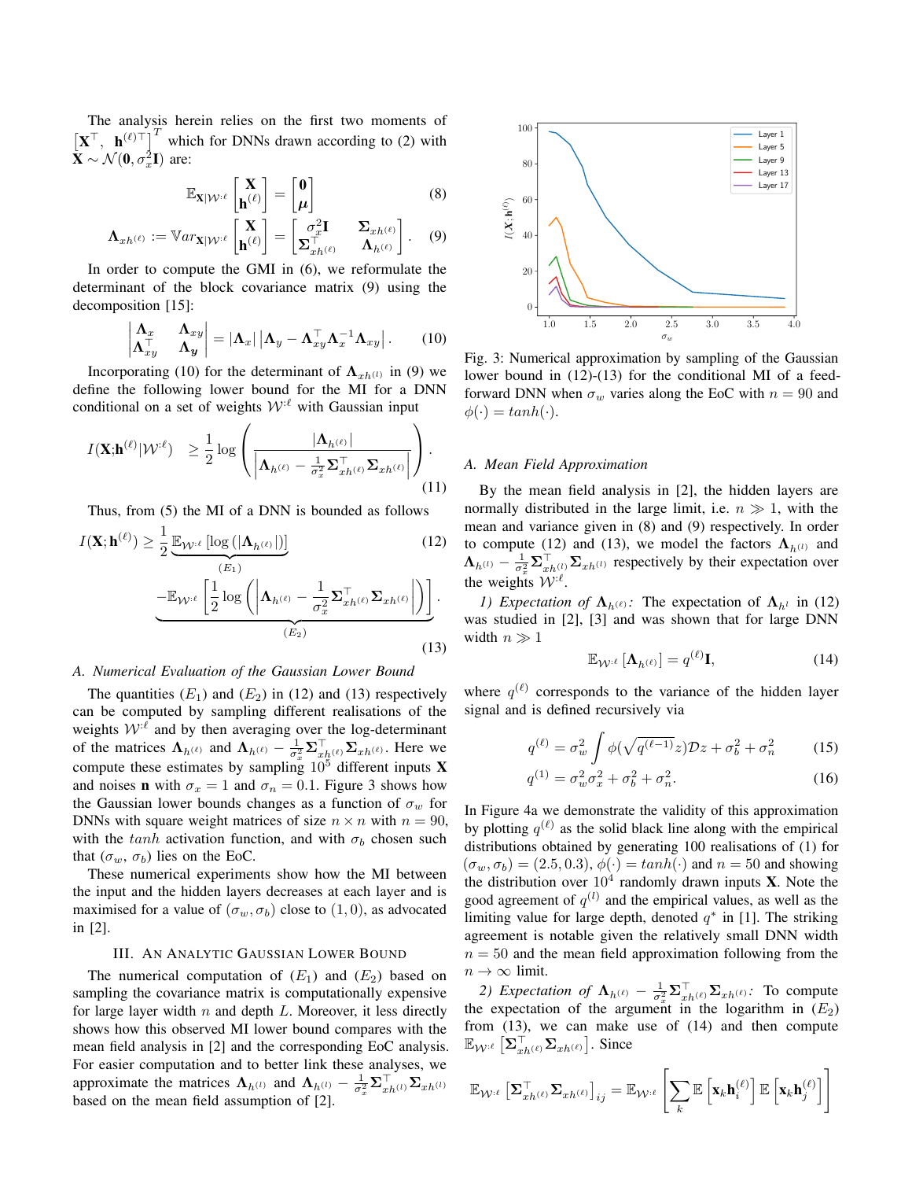The analysis herein relies on the first two moments of $\left[\mathbf{X}^\top,\ \mathbf{h}^{(\ell)\top}\right]^T$ which for DNNs drawn according to (2) with $\mathbf{X} \sim \mathcal{N}(\mathbf{0}, \sigma_x^2 \mathbf{I})$ are:

$$\mathbb{E}_{\mathbf{X}|\mathcal{W}^{:\ell}} \begin{bmatrix} \mathbf{X} \\ \mathbf{h}^{(\ell)} \end{bmatrix} = \begin{bmatrix} \mathbf{0} \\ \boldsymbol{\mu} \end{bmatrix} \tag{8}$$

$$\boldsymbol{\Lambda}_{xh^{(\ell)}} := \mathbb{V}ar_{\mathbf{X}|\mathcal{W}^{:\ell}} \begin{bmatrix} \mathbf{X} \\ \mathbf{h}^{(\ell)} \end{bmatrix} = \begin{bmatrix} \sigma_x^2 \mathbf{I} & \boldsymbol{\Sigma}_{xh^{(\ell)}} \\ \boldsymbol{\Sigma}_{xh^{(\ell)}}^\top & \boldsymbol{\Lambda}_{h^{(\ell)}} \end{bmatrix}. \tag{9}$$

In order to compute the GMI in (6), we reformulate the determinant of the block covariance matrix (9) using the decomposition [15]:

$$\begin{vmatrix} \boldsymbol{\Lambda}_x & \boldsymbol{\Lambda}_{xy} \\ \boldsymbol{\Lambda}_{xy}^\top & \boldsymbol{\Lambda}_{\boldsymbol{y}} \end{vmatrix} = |\boldsymbol{\Lambda}_x| \left| \boldsymbol{\Lambda}_y - \boldsymbol{\Lambda}_{xy}^\top \boldsymbol{\Lambda}_x^{-1} \boldsymbol{\Lambda}_{xy} \right|. \tag{10}$$

Incorporating (10) for the determinant of $\boldsymbol{\Lambda}_{xh^{(l)}}$ in (9) we define the following lower bound for the MI for a DNN conditional on a set of weights $\mathcal{W}^{:\ell}$ with Gaussian input

$$I(\mathbf{X};\mathbf{h}^{(\ell)}|\mathcal{W}^{:\ell}) \geq \frac{1}{2} \log \left( \frac{|\boldsymbol{\Lambda}_{h^{(\ell)}}|}{\left| \boldsymbol{\Lambda}_{h^{(\ell)}} - \frac{1}{\sigma_x^2} \boldsymbol{\Sigma}_{xh^{(\ell)}}^\top \boldsymbol{\Sigma}_{xh^{(\ell)}} \right|} \right). \tag{11}$$

Thus, from (5) the MI of a DNN is bounded as follows

$$I(\mathbf{X};\mathbf{h}^{(\ell)}) \geq \frac{1}{2} \underbrace{\mathbb{E}_{\mathcal{W}^{:\ell}} \left[ \log \left( |\boldsymbol{\Lambda}_{h^{(\ell)}}| \right) \right]}_{(E_1)} \tag{12}$$

$$\underbrace{-\mathbb{E}_{\mathcal{W}^{:\ell}} \left[ \frac{1}{2} \log \left( \left| \boldsymbol{\Lambda}_{h^{(\ell)}} - \frac{1}{\sigma_x^2} \boldsymbol{\Sigma}_{xh^{(\ell)}}^\top \boldsymbol{\Sigma}_{xh^{(\ell)}} \right| \right) \right]}_{(E_2)}. \tag{13}$$

### A. Numerical Evaluation of the Gaussian Lower Bound

The quantities $(E_1)$ and $(E_2)$ in (12) and (13) respectively can be computed by sampling different realisations of the weights $\mathcal{W}^{:\ell}$ and by then averaging over the log-determinant of the matrices $\boldsymbol{\Lambda}_{h^{(\ell)}}$ and $\boldsymbol{\Lambda}_{h^{(\ell)}} - \frac{1}{\sigma_x^2} \boldsymbol{\Sigma}_{xh^{(\ell)}}^\top \boldsymbol{\Sigma}_{xh^{(\ell)}}$. Here we compute these estimates by sampling $10^5$ different inputs $\mathbf{X}$ and noises $\mathbf{n}$ with $\sigma_x = 1$ and $\sigma_n = 0.1$. Figure 3 shows how the Gaussian lower bounds changes as a function of $\sigma_w$ for DNNs with square weight matrices of size $n \times n$ with $n = 90$, with the $tanh$ activation function, and with $\sigma_b$ chosen such that $(\sigma_w, \sigma_b)$ lies on the EoC.

These numerical experiments show how the MI between the input and the hidden layers decreases at each layer and is maximised for a value of $(\sigma_w, \sigma_b)$ close to $(1, 0)$, as advocated in [2].

## III. An Analytic Gaussian Lower Bound

The numerical computation of $(E_1)$ and $(E_2)$ based on sampling the covariance matrix is computationally expensive for large layer width $n$ and depth $L$. Moreover, it less directly shows how this observed MI lower bound compares with the mean field analysis in [2] and the corresponding EoC analysis. For easier computation and to better link these analyses, we approximate the matrices $\boldsymbol{\Lambda}_{h^{(l)}}$ and $\boldsymbol{\Lambda}_{h^{(l)}} - \frac{1}{\sigma_x^2} \boldsymbol{\Sigma}_{xh^{(l)}}^\top \boldsymbol{\Sigma}_{xh^{(l)}}$ based on the mean field assumption of [2].

Fig. 3: Numerical approximation by sampling of the Gaussian lower bound in (12)-(13) for the conditional MI of a feed-forward DNN when $\sigma_w$ varies along the EoC with $n = 90$ and $\phi(\cdot) = tanh(\cdot)$.

### A. Mean Field Approximation

By the mean field analysis in [2], the hidden layers are normally distributed in the large limit, i.e. $n \gg 1$, with the mean and variance given in (8) and (9) respectively. In order to compute (12) and (13), we model the factors $\boldsymbol{\Lambda}_{h^{(l)}}$ and $\boldsymbol{\Lambda}_{h^{(l)}} - \frac{1}{\sigma_x^2} \boldsymbol{\Sigma}_{xh^{(l)}}^\top \boldsymbol{\Sigma}_{xh^{(l)}}$ respectively by their expectation over the weights $\mathcal{W}^{:\ell}$.

*1) Expectation of $\boldsymbol{\Lambda}_{h^{(\ell)}}$:* The expectation of $\boldsymbol{\Lambda}_{h^l}$ in (12) was studied in [2], [3] and was shown that for large DNN width $n \gg 1$

$$\mathbb{E}_{\mathcal{W}^{:\ell}} \left[ \boldsymbol{\Lambda}_{h^{(\ell)}} \right] = q^{(\ell)} \mathbf{I}, \tag{14}$$

where $q^{(\ell)}$ corresponds to the variance of the hidden layer signal and is defined recursively via

$$q^{(\ell)} = \sigma_w^2 \int \phi(\sqrt{q^{(\ell-1)}} z) \mathcal{D}z + \sigma_b^2 + \sigma_n^2 \tag{15}$$

$$q^{(1)} = \sigma_w^2 \sigma_x^2 + \sigma_b^2 + \sigma_n^2. \tag{16}$$

In Figure 4a we demonstrate the validity of this approximation by plotting $q^{(\ell)}$ as the solid black line along with the empirical distributions obtained by generating 100 realisations of (1) for $(\sigma_w, \sigma_b) = (2.5, 0.3)$, $\phi(\cdot) = tanh(\cdot)$ and $n = 50$ and showing the distribution over $10^4$ randomly drawn inputs $\mathbf{X}$. Note the good agreement of $q^{(l)}$ and the empirical values, as well as the limiting value for large depth, denoted $q^*$ in [1]. The striking agreement is notable given the relatively small DNN width $n = 50$ and the mean field approximation following from the $n \to \infty$ limit.

*2) Expectation of $\boldsymbol{\Lambda}_{h^{(\ell)}} - \frac{1}{\sigma_x^2} \boldsymbol{\Sigma}_{xh^{(\ell)}}^\top \boldsymbol{\Sigma}_{xh^{(\ell)}}$:* To compute the expectation of the argument in the logarithm in $(E_2)$ from (13), we can make use of (14) and then compute $\mathbb{E}_{\mathcal{W}^{:\ell}} \left[ \boldsymbol{\Sigma}_{xh^{(\ell)}}^\top \boldsymbol{\Sigma}_{xh^{(\ell)}} \right]$. Since

$$\mathbb{E}_{\mathcal{W}^{:\ell}} \left[ \boldsymbol{\Sigma}_{xh^{(\ell)}}^\top \boldsymbol{\Sigma}_{xh^{(\ell)}} \right]_{ij} = \mathbb{E}_{\mathcal{W}^{:\ell}} \left[ \sum_k \mathbb{E} \left[ \mathbf{x}_k \mathbf{h}_i^{(\ell)} \right] \mathbb{E} \left[ \mathbf{x}_k \mathbf{h}_j^{(\ell)} \right] \right]$$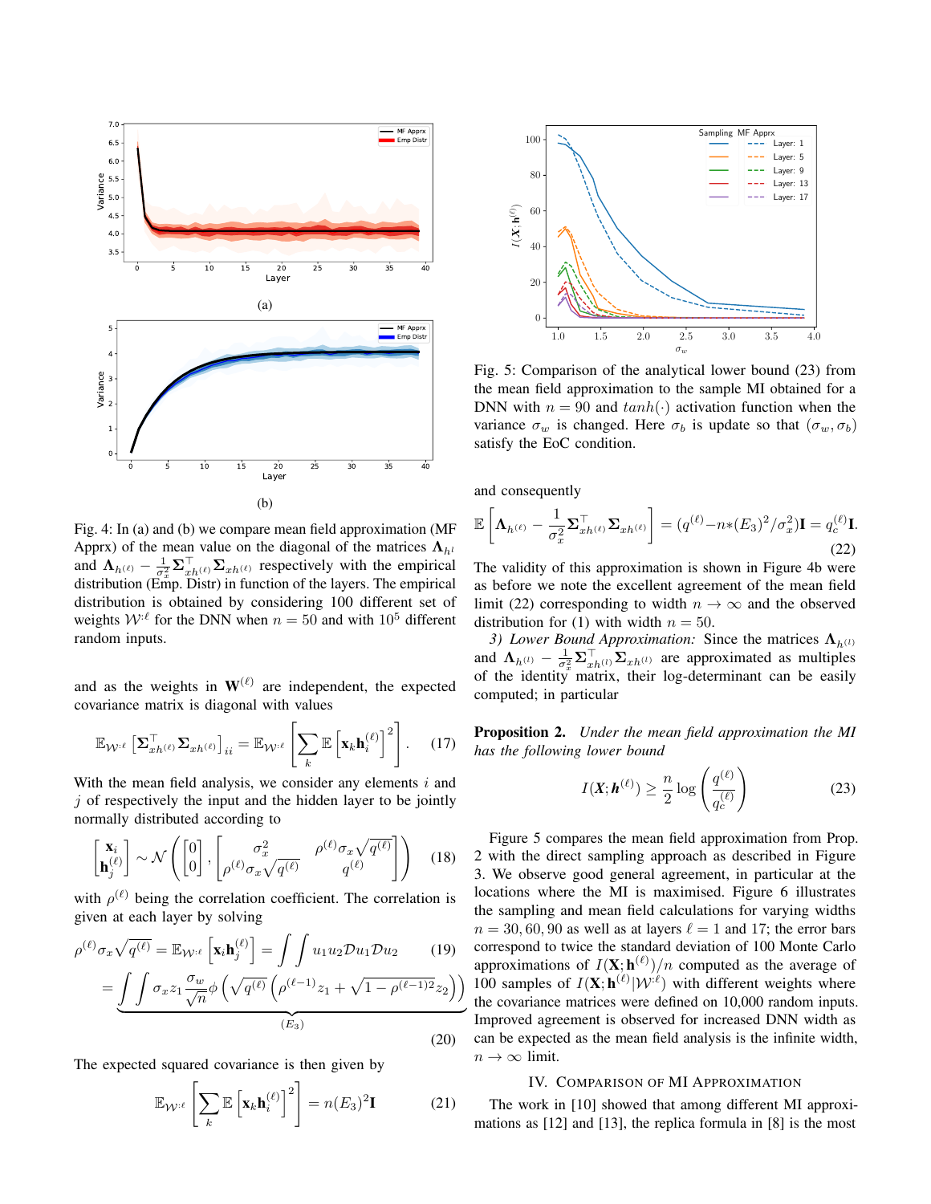(a)

(b)

Fig. 4: In (a) and (b) we compare mean field approximation (MF Apprx) of the mean value on the diagonal of the matrices $\mathbf{\Lambda}_{h^{l}}$ and $\mathbf{\Lambda}_{h^{(\ell)}} - \frac{1}{\sigma_x^2}\mathbf{\Sigma}_{xh^{(\ell)}}^\top\mathbf{\Sigma}_{xh^{(\ell)}}$ respectively with the empirical distribution (Emp. Distr) in function of the layers. The empirical distribution is obtained by considering 100 different set of weights $\mathcal{W}^{:\ell}$ for the DNN when $n = 50$ and with $10^5$ different random inputs.

and as the weights in $\mathbf{W}^{(\ell)}$ are independent, the expected covariance matrix is diagonal with values

$$\mathbb{E}_{\mathcal{W}^{:\ell}}\left[\mathbf{\Sigma}_{xh^{(\ell)}}^\top\mathbf{\Sigma}_{xh^{(\ell)}}\right]_{ii} = \mathbb{E}_{\mathcal{W}^{:\ell}}\left[\sum_k \mathbb{E}\left[\mathbf{x}_k\mathbf{h}_i^{(\ell)}\right]^2\right]. \tag{17}$$

With the mean field analysis, we consider any elements $i$ and $j$ of respectively the input and the hidden layer to be jointly normally distributed according to

$$\begin{bmatrix}\mathbf{x}_i\\ \mathbf{h}_j^{(\ell)}\end{bmatrix} \sim \mathcal{N}\left(\begin{bmatrix}0\\0\end{bmatrix}, \begin{bmatrix}\sigma_x^2 & \rho^{(\ell)}\sigma_x\sqrt{q^{(\ell)}}\\ \rho^{(\ell)}\sigma_x\sqrt{q^{(\ell)}} & q^{(\ell)}\end{bmatrix}\right) \tag{18}$$

with $\rho^{(\ell)}$ being the correlation coefficient. The correlation is given at each layer by solving

$$\rho^{(\ell)}\sigma_x\sqrt{q^{(\ell)}} = \mathbb{E}_{\mathcal{W}^{:\ell}}\left[\mathbf{x}_i\mathbf{h}_j^{(\ell)}\right] = \int\int u_1u_2\mathcal{D}u_1\mathcal{D}u_2 \tag{19}$$

$$= \underbrace{\int\int \sigma_x z_1\frac{\sigma_w}{\sqrt{n}}\phi\left(\sqrt{q^{(\ell)}}\left(\rho^{(\ell-1)}z_1 + \sqrt{1-\rho^{(\ell-1)2}}z_2\right)\right)}_{(E_3)} \tag{20}$$

The expected squared covariance is then given by

$$\mathbb{E}_{\mathcal{W}^{:\ell}}\left[\sum_k \mathbb{E}\left[\mathbf{x}_k\mathbf{h}_i^{(\ell)}\right]^2\right] = n(E_3)^2\mathbf{I} \tag{21}$$

Fig. 5: Comparison of the analytical lower bound (23) from the mean field approximation to the sample MI obtained for a DNN with $n = 90$ and $tanh(\cdot)$ activation function when the variance $\sigma_w$ is changed. Here $\sigma_b$ is update so that $(\sigma_w, \sigma_b)$ satisfy the EoC condition.

and consequently

$$\mathbb{E}\left[\mathbf{\Lambda}_{h^{(\ell)}} - \frac{1}{\sigma_x^2}\mathbf{\Sigma}_{xh^{(\ell)}}^\top\mathbf{\Sigma}_{xh^{(\ell)}}\right] = (q^{(\ell)} - n*(E_3)^2/\sigma_x^2)\mathbf{I} = q_c^{(\ell)}\mathbf{I}. \tag{22}$$

The validity of this approximation is shown in Figure 4b were as before we note the excellent agreement of the mean field limit (22) corresponding to width $n \to \infty$ and the observed distribution for (1) with width $n = 50$.

*3) Lower Bound Approximation:* Since the matrices $\mathbf{\Lambda}_{h^{(l)}}$ and $\mathbf{\Lambda}_{h^{(l)}} - \frac{1}{\sigma_x^2}\mathbf{\Sigma}_{xh^{(l)}}^\top\mathbf{\Sigma}_{xh^{(l)}}$ are approximated as multiples of the identity matrix, their log-determinant can be easily computed; in particular

**Proposition 2.** *Under the mean field approximation the MI has the following lower bound*

$$I(\boldsymbol{X};\boldsymbol{h}^{(\ell)}) \geq \frac{n}{2}\log\left(\frac{q^{(\ell)}}{q_c^{(\ell)}}\right) \tag{23}$$

Figure 5 compares the mean field approximation from Prop. 2 with the direct sampling approach as described in Figure 3. We observe good general agreement, in particular at the locations where the MI is maximised. Figure 6 illustrates the sampling and mean field calculations for varying widths $n = 30, 60, 90$ as well as at layers $\ell = 1$ and 17; the error bars correspond to twice the standard deviation of 100 Monte Carlo approximations of $I(\mathbf{X};\mathbf{h}^{(\ell)})/n$ computed as the average of 100 samples of $I(\mathbf{X};\mathbf{h}^{(\ell)}|\mathcal{W}^{:\ell})$ with different weights where the covariance matrices were defined on 10,000 random inputs. Improved agreement is observed for increased DNN width as can be expected as the mean field analysis is the infinite width, $n \to \infty$ limit.

## IV. Comparison of MI Approximation

The work in [10] showed that among different MI approximations as [12] and [13], the replica formula in [8] is the most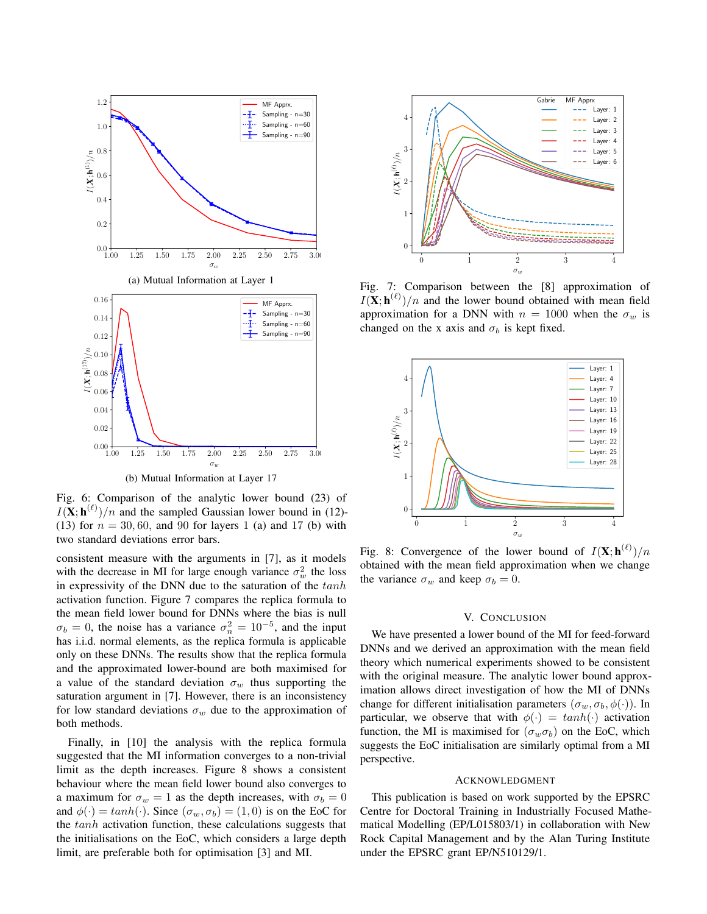(a) Mutual Information at Layer 1

(b) Mutual Information at Layer 17

Fig. 6: Comparison of the analytic lower bound (23) of $I(\mathbf{X};\mathbf{h}^{(\ell)})/n$ and the sampled Gaussian lower bound in (12)-(13) for $n = 30, 60$, and 90 for layers 1 (a) and 17 (b) with two standard deviations error bars.

consistent measure with the arguments in [7], as it models with the decrease in MI for large enough variance $\sigma_w^2$ the loss in expressivity of the DNN due to the saturation of the $tanh$ activation function. Figure 7 compares the replica formula to the mean field lower bound for DNNs where the bias is null $\sigma_b = 0$, the noise has a variance $\sigma_n^2 = 10^{-5}$, and the input has i.i.d. normal elements, as the replica formula is applicable only on these DNNs. The results show that the replica formula and the approximated lower-bound are both maximised for a value of the standard deviation $\sigma_w$ thus supporting the saturation argument in [7]. However, there is an inconsistency for low standard deviations $\sigma_w$ due to the approximation of both methods.

Finally, in [10] the analysis with the replica formula suggested that the MI information converges to a non-trivial limit as the depth increases. Figure 8 shows a consistent behaviour where the mean field lower bound also converges to a maximum for $\sigma_w = 1$ as the depth increases, with $\sigma_b = 0$ and $\phi(\cdot) = tanh(\cdot)$. Since $(\sigma_w, \sigma_b) = (1, 0)$ is on the EoC for the $tanh$ activation function, these calculations suggests that the initialisations on the EoC, which considers a large depth limit, are preferable both for optimisation [3] and MI.

Fig. 7: Comparison between the [8] approximation of $I(\mathbf{X};\mathbf{h}^{(\ell)})/n$ and the lower bound obtained with mean field approximation for a DNN with $n = 1000$ when the $\sigma_w$ is changed on the x axis and $\sigma_b$ is kept fixed.

Fig. 8: Convergence of the lower bound of $I(\mathbf{X};\mathbf{h}^{(\ell)})/n$ obtained with the mean field approximation when we change the variance $\sigma_w$ and keep $\sigma_b = 0$.

## V. Conclusion

We have presented a lower bound of the MI for feed-forward DNNs and we derived an approximation with the mean field theory which numerical experiments showed to be consistent with the original measure. The analytic lower bound approximation allows direct investigation of how the MI of DNNs change for different initialisation parameters $(\sigma_w, \sigma_b, \phi(\cdot))$. In particular, we observe that with $\phi(\cdot) = tanh(\cdot)$ activation function, the MI is maximised for $(\sigma_w \sigma_b)$ on the EoC, which suggests the EoC initialisation are similarly optimal from a MI perspective.

## Acknowledgment

This publication is based on work supported by the EPSRC Centre for Doctoral Training in Industrially Focused Mathematical Modelling (EP/L015803/1) in collaboration with New Rock Capital Management and by the Alan Turing Institute under the EPSRC grant EP/N510129/1.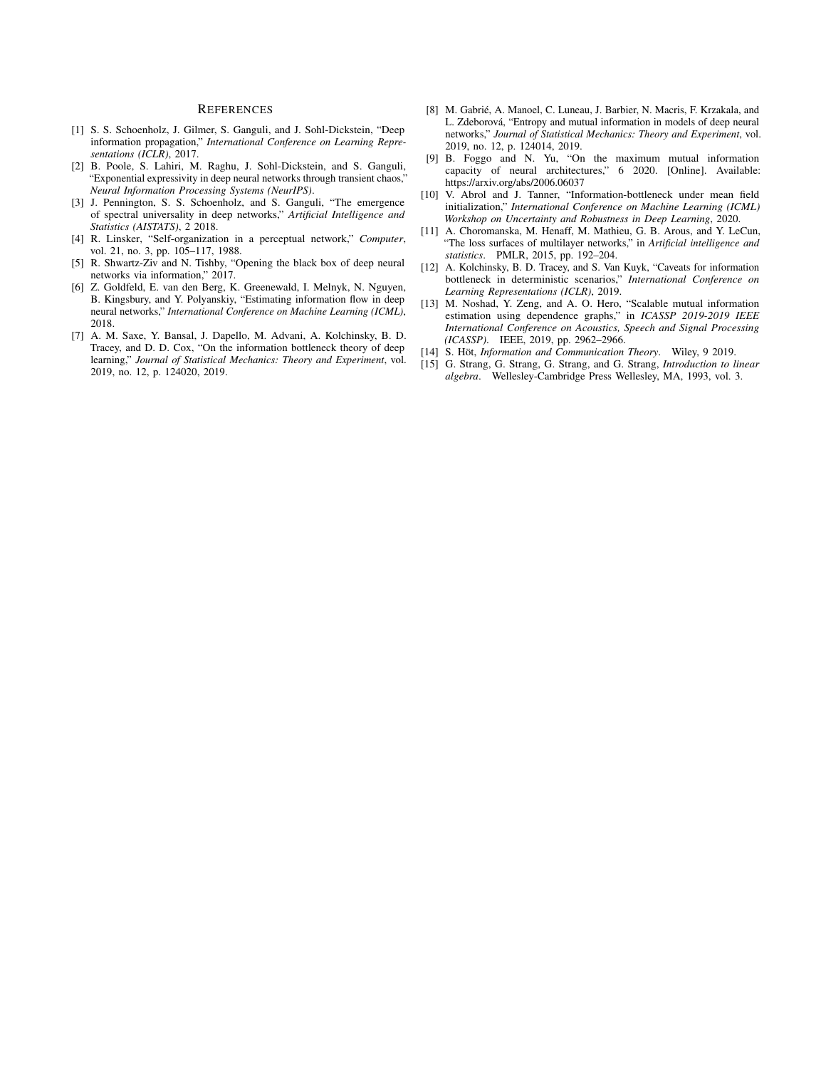# References

[1] S. S. Schoenholz, J. Gilmer, S. Ganguli, and J. Sohl-Dickstein, "Deep information propagation," *International Conference on Learning Representations (ICLR)*, 2017.

[2] B. Poole, S. Lahiri, M. Raghu, J. Sohl-Dickstein, and S. Ganguli, "Exponential expressivity in deep neural networks through transient chaos," *Neural Information Processing Systems (NeurIPS)*.

[3] J. Pennington, S. S. Schoenholz, and S. Ganguli, "The emergence of spectral universality in deep networks," *Artificial Intelligence and Statistics (AISTATS)*, 2 2018.

[4] R. Linsker, "Self-organization in a perceptual network," *Computer*, vol. 21, no. 3, pp. 105–117, 1988.

[5] R. Shwartz-Ziv and N. Tishby, "Opening the black box of deep neural networks via information," 2017.

[6] Z. Goldfeld, E. van den Berg, K. Greenewald, I. Melnyk, N. Nguyen, B. Kingsbury, and Y. Polyanskiy, "Estimating information flow in deep neural networks," *International Conference on Machine Learning (ICML)*, 2018.

[7] A. M. Saxe, Y. Bansal, J. Dapello, M. Advani, A. Kolchinsky, B. D. Tracey, and D. D. Cox, "On the information bottleneck theory of deep learning," *Journal of Statistical Mechanics: Theory and Experiment*, vol. 2019, no. 12, p. 124020, 2019.

[8] M. Gabrié, A. Manoel, C. Luneau, J. Barbier, N. Macris, F. Krzakala, and L. Zdeborová, "Entropy and mutual information in models of deep neural networks," *Journal of Statistical Mechanics: Theory and Experiment*, vol. 2019, no. 12, p. 124014, 2019.

[9] B. Foggo and N. Yu, "On the maximum mutual information capacity of neural architectures," 6 2020. [Online]. Available: https://arxiv.org/abs/2006.06037

[10] V. Abrol and J. Tanner, "Information-bottleneck under mean field initialization," *International Conference on Machine Learning (ICML) Workshop on Uncertainty and Robustness in Deep Learning*, 2020.

[11] A. Choromanska, M. Henaff, M. Mathieu, G. B. Arous, and Y. LeCun, "The loss surfaces of multilayer networks," in *Artificial intelligence and statistics*. PMLR, 2015, pp. 192–204.

[12] A. Kolchinsky, B. D. Tracey, and S. Van Kuyk, "Caveats for information bottleneck in deterministic scenarios," *International Conference on Learning Representations (ICLR)*, 2019.

[13] M. Noshad, Y. Zeng, and A. O. Hero, "Scalable mutual information estimation using dependence graphs," in *ICASSP 2019-2019 IEEE International Conference on Acoustics, Speech and Signal Processing (ICASSP)*. IEEE, 2019, pp. 2962–2966.

[14] S. Höt, *Information and Communication Theory*. Wiley, 9 2019.

[15] G. Strang, G. Strang, G. Strang, and G. Strang, *Introduction to linear algebra*. Wellesley-Cambridge Press Wellesley, MA, 1993, vol. 3.